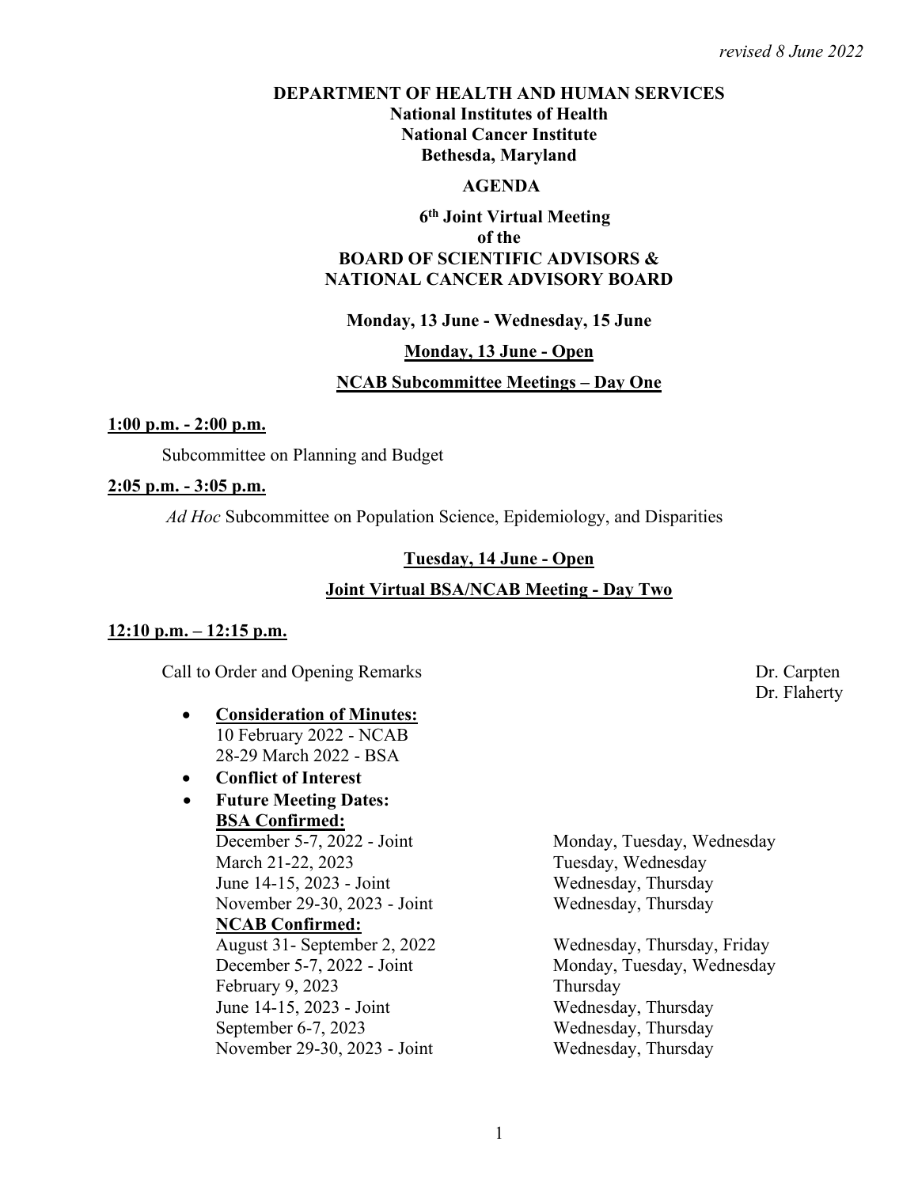*revised 8 June 2022*

**DEPARTMENT OF HEALTH AND HUMAN SERVICES**
**National Institutes of Health**
**National Cancer Institute**
**Bethesda, Maryland**

# AGENDA

## 6th Joint Virtual Meeting of the BOARD OF SCIENTIFIC ADVISORS & NATIONAL CANCER ADVISORY BOARD

**Monday, 13 June - Wednesday, 15 June**

### Monday, 13 June - Open

### NCAB Subcommittee Meetings – Day One

**1:00 p.m. - 2:00 p.m.**

Subcommittee on Planning and Budget

**2:05 p.m. - 3:05 p.m.**

*Ad Hoc* Subcommittee on Population Science, Epidemiology, and Disparities

### Tuesday, 14 June - Open

### Joint Virtual BSA/NCAB Meeting - Day Two

**12:10 p.m. – 12:15 p.m.**

Call to Order and Opening Remarks — Dr. Carpten, Dr. Flaherty

- **Consideration of Minutes:**
  10 February 2022 - NCAB
  28-29 March 2022 - BSA
- **Conflict of Interest**
- **Future Meeting Dates:**

  **BSA Confirmed:**

  | Date | Days |
  |---|---|
  | December 5-7, 2022 - Joint | Monday, Tuesday, Wednesday |
  | March 21-22, 2023 | Tuesday, Wednesday |
  | June 14-15, 2023 - Joint | Wednesday, Thursday |
  | November 29-30, 2023 - Joint | Wednesday, Thursday |

  **NCAB Confirmed:**

  | Date | Days |
  |---|---|
  | August 31- September 2, 2022 | Wednesday, Thursday, Friday |
  | December 5-7, 2022 - Joint | Monday, Tuesday, Wednesday |
  | February 9, 2023 | Thursday |
  | June 14-15, 2023 - Joint | Wednesday, Thursday |
  | September 6-7, 2023 | Wednesday, Thursday |
  | November 29-30, 2023 - Joint | Wednesday, Thursday |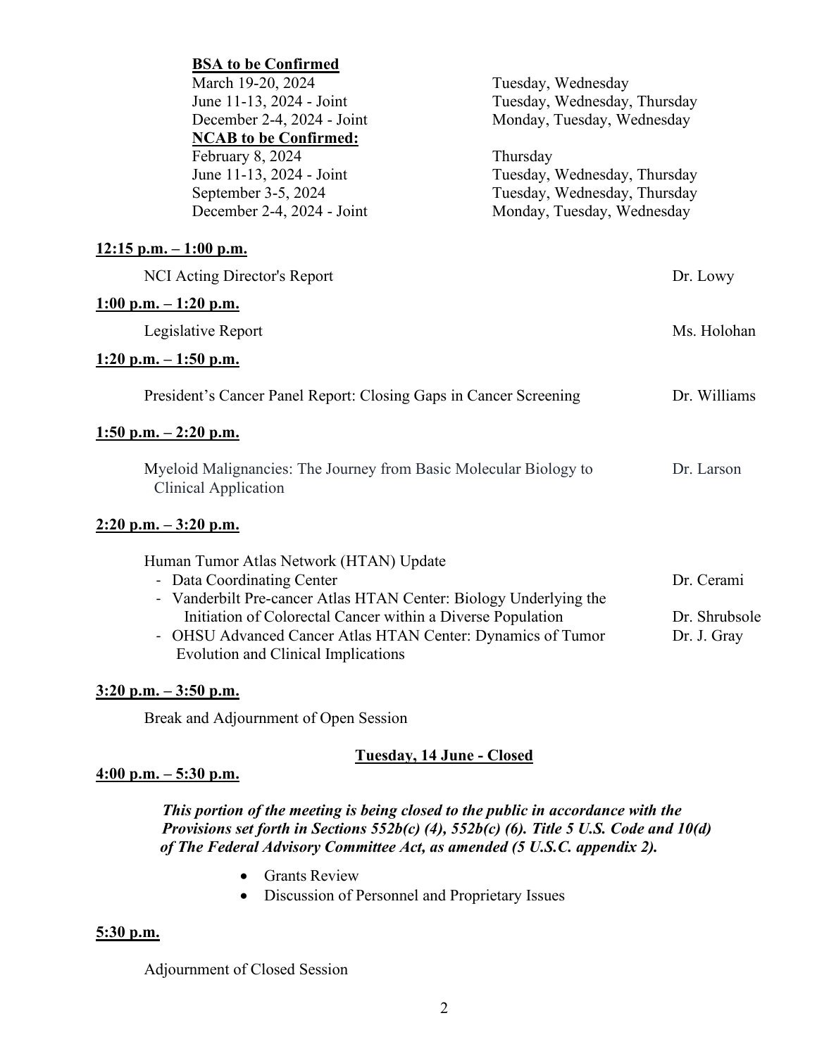**BSA to be Confirmed**

| | |
|---|---|
| March 19-20, 2024 | Tuesday, Wednesday |
| June 11-13, 2024 - Joint | Tuesday, Wednesday, Thursday |
| December 2-4, 2024 - Joint | Monday, Tuesday, Wednesday |

**NCAB to be Confirmed:**

| | |
|---|---|
| February 8, 2024 | Thursday |
| June 11-13, 2024 - Joint | Tuesday, Wednesday, Thursday |
| September 3-5, 2024 | Tuesday, Wednesday, Thursday |
| December 2-4, 2024 - Joint | Monday, Tuesday, Wednesday |

**12:15 p.m. – 1:00 p.m.**

NCI Acting Director's Report — Dr. Lowy

**1:00 p.m. – 1:20 p.m.**

Legislative Report — Ms. Holohan

**1:20 p.m. – 1:50 p.m.**

President's Cancer Panel Report: Closing Gaps in Cancer Screening — Dr. Williams

**1:50 p.m. – 2:20 p.m.**

Myeloid Malignancies: The Journey from Basic Molecular Biology to Clinical Application — Dr. Larson

**2:20 p.m. – 3:20 p.m.**

Human Tumor Atlas Network (HTAN) Update

- Data Coordinating Center — Dr. Cerami
- Vanderbilt Pre-cancer Atlas HTAN Center: Biology Underlying the Initiation of Colorectal Cancer within a Diverse Population — Dr. Shrubsole
- OHSU Advanced Cancer Atlas HTAN Center: Dynamics of Tumor Evolution and Clinical Implications — Dr. J. Gray

**3:20 p.m. – 3:50 p.m.**

Break and Adjournment of Open Session

**Tuesday, 14 June - Closed**

**4:00 p.m. – 5:30 p.m.**

***This portion of the meeting is being closed to the public in accordance with the Provisions set forth in Sections 552b(c) (4), 552b(c) (6). Title 5 U.S. Code and 10(d) of The Federal Advisory Committee Act, as amended (5 U.S.C. appendix 2).***

- Grants Review
- Discussion of Personnel and Proprietary Issues

**5:30 p.m.**

Adjournment of Closed Session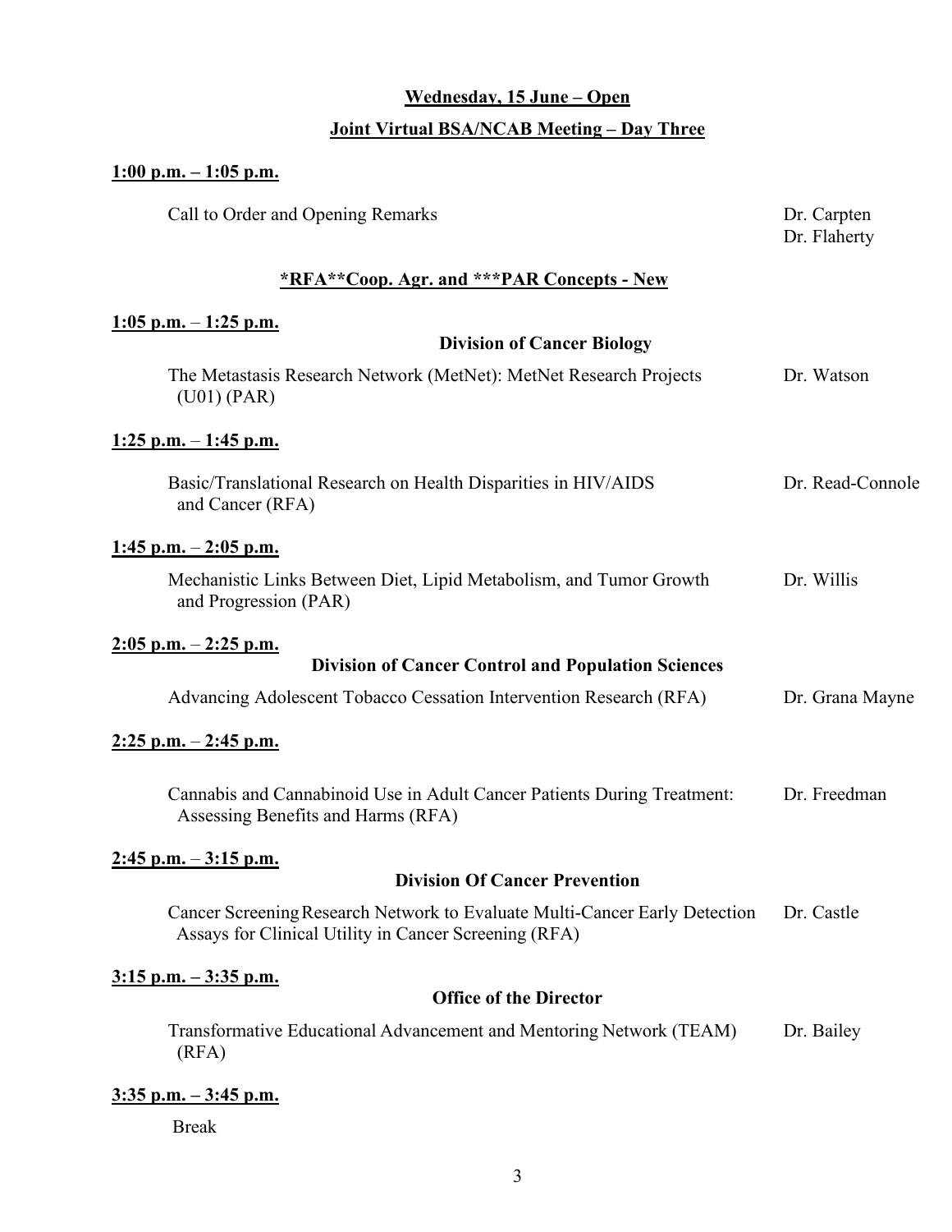**Wednesday, 15 June – Open**

**Joint Virtual BSA/NCAB Meeting – Day Three**

**1:00 p.m. – 1:05 p.m.**

Call to Order and Opening Remarks — Dr. Carpten, Dr. Flaherty

**\*RFA\*\*Coop. Agr. and \*\*\*PAR Concepts - New**

**1:05 p.m. – 1:25 p.m.**

**Division of Cancer Biology**

The Metastasis Research Network (MetNet): MetNet Research Projects (U01) (PAR) — Dr. Watson

**1:25 p.m. – 1:45 p.m.**

Basic/Translational Research on Health Disparities in HIV/AIDS and Cancer (RFA) — Dr. Read-Connole

**1:45 p.m. – 2:05 p.m.**

Mechanistic Links Between Diet, Lipid Metabolism, and Tumor Growth and Progression (PAR) — Dr. Willis

**2:05 p.m. – 2:25 p.m.**

**Division of Cancer Control and Population Sciences**

Advancing Adolescent Tobacco Cessation Intervention Research (RFA) — Dr. Grana Mayne

**2:25 p.m. – 2:45 p.m.**

Cannabis and Cannabinoid Use in Adult Cancer Patients During Treatment: Assessing Benefits and Harms (RFA) — Dr. Freedman

**2:45 p.m. – 3:15 p.m.**

**Division Of Cancer Prevention**

Cancer Screening Research Network to Evaluate Multi-Cancer Early Detection Assays for Clinical Utility in Cancer Screening (RFA) — Dr. Castle

**3:15 p.m. – 3:35 p.m.**

**Office of the Director**

Transformative Educational Advancement and Mentoring Network (TEAM) (RFA) — Dr. Bailey

**3:35 p.m. – 3:45 p.m.**

Break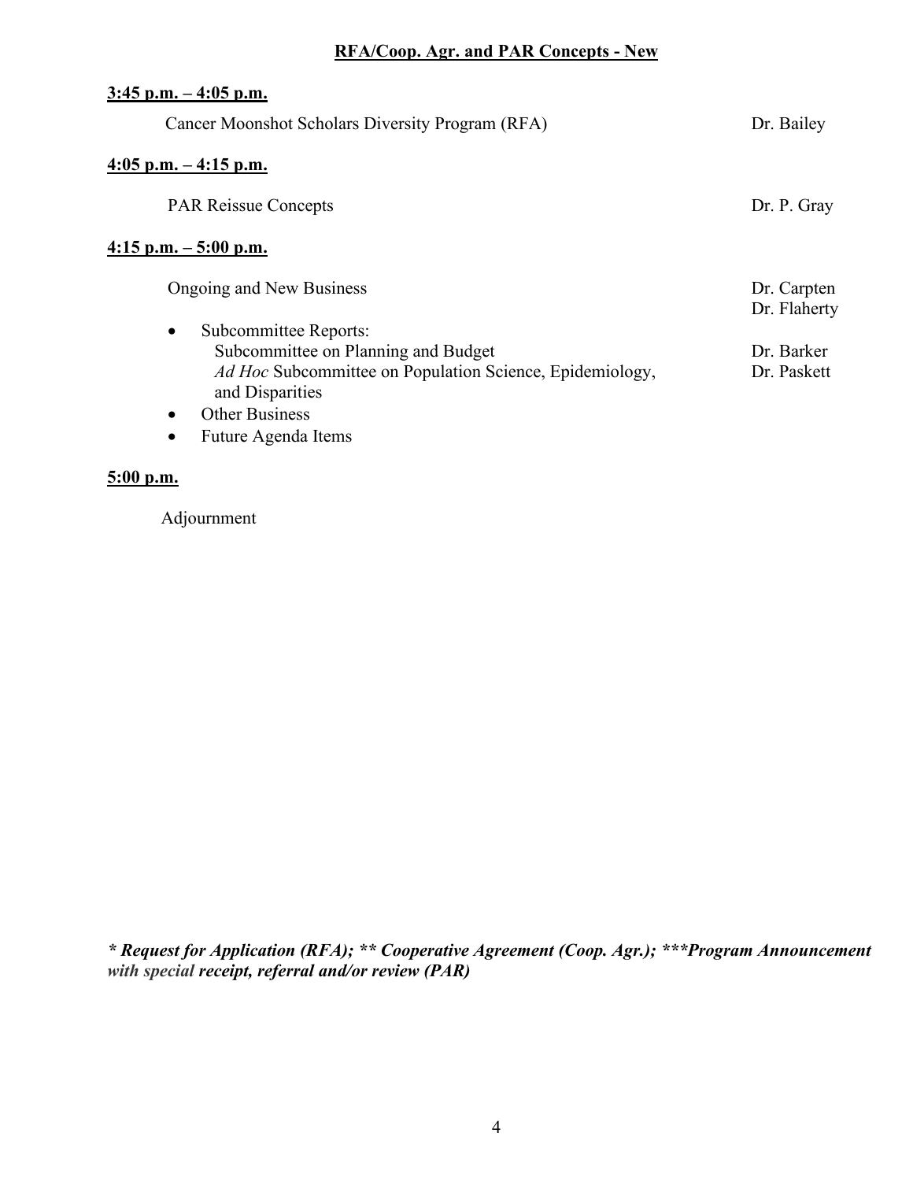## **RFA/Coop. Agr. and PAR Concepts - New**

**3:45 p.m. – 4:05 p.m.**

| | |
|---|---|
| Cancer Moonshot Scholars Diversity Program (RFA) | Dr. Bailey |

**4:05 p.m. – 4:15 p.m.**

| | |
|---|---|
| PAR Reissue Concepts | Dr. P. Gray |

**4:15 p.m. – 5:00 p.m.**

| | |
|---|---|
| Ongoing and New Business | Dr. Carpten<br>Dr. Flaherty |
| • Subcommittee Reports: | |
| Subcommittee on Planning and Budget | Dr. Barker |
| *Ad Hoc* Subcommittee on Population Science, Epidemiology, and Disparities | Dr. Paskett |
| • Other Business | |
| • Future Agenda Items | |

**5:00 p.m.**

Adjournment

***\* Request for Application (RFA); \*\* Cooperative Agreement (Coop. Agr.); \*\*\*Program Announcement with special receipt, referral and/or review (PAR)***